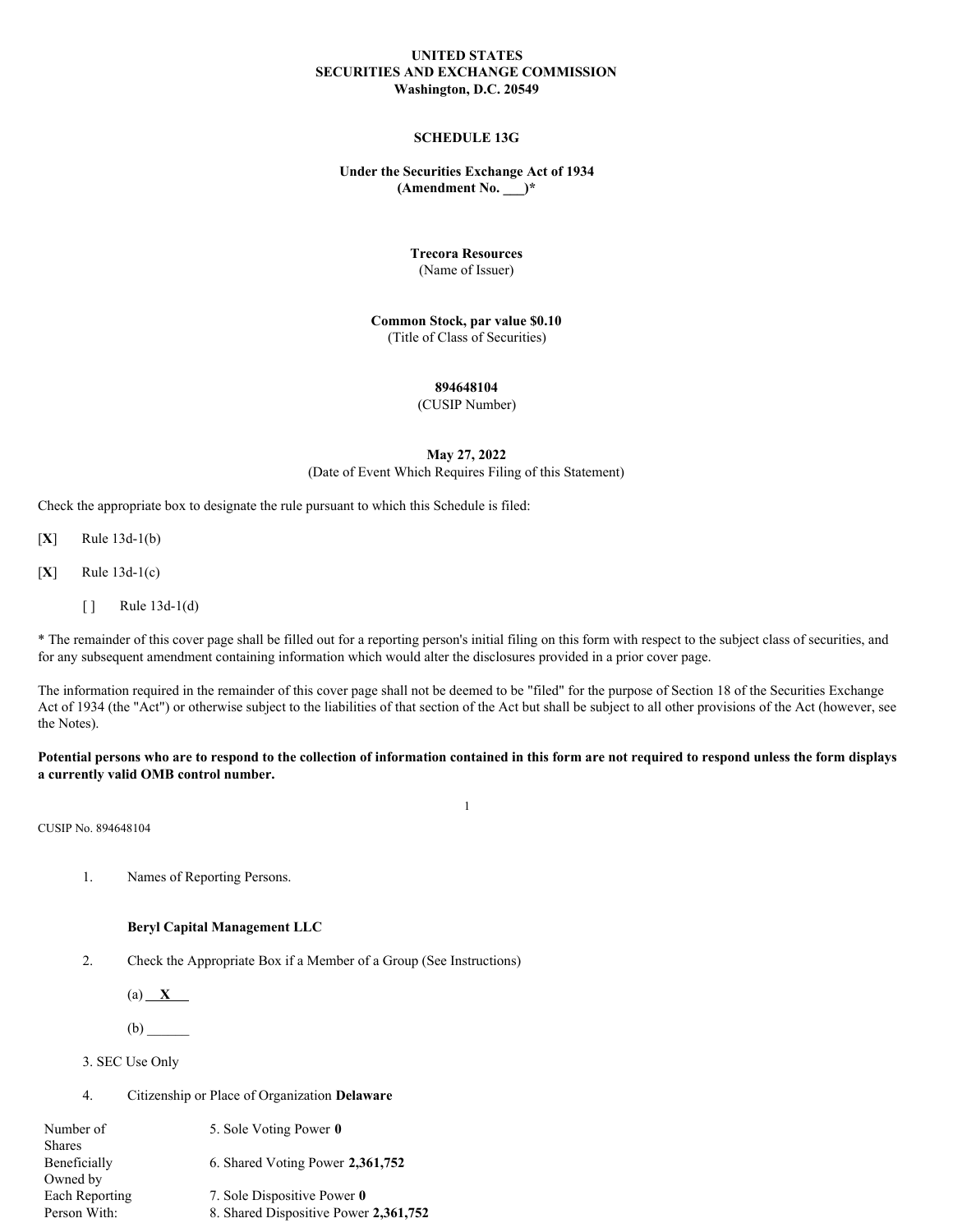**UNITED STATES**
**SECURITIES AND EXCHANGE COMMISSION**
**Washington, D.C. 20549**

**SCHEDULE 13G**

**Under the Securities Exchange Act of 1934**
**(Amendment No. ___)***

**Trecora Resources**
(Name of Issuer)

**Common Stock, par value $0.10**
(Title of Class of Securities)

**894648104**
(CUSIP Number)

**May 27, 2022**
(Date of Event Which Requires Filing of this Statement)

Check the appropriate box to designate the rule pursuant to which this Schedule is filed:

[**X**] Rule 13d-1(b)

[**X**] Rule 13d-1(c)

[ ] Rule 13d-1(d)

* The remainder of this cover page shall be filled out for a reporting person's initial filing on this form with respect to the subject class of securities, and for any subsequent amendment containing information which would alter the disclosures provided in a prior cover page.

The information required in the remainder of this cover page shall not be deemed to be "filed" for the purpose of Section 18 of the Securities Exchange Act of 1934 (the "Act") or otherwise subject to the liabilities of that section of the Act but shall be subject to all other provisions of the Act (however, see the Notes).

**Potential persons who are to respond to the collection of information contained in this form are not required to respond unless the form displays a currently valid OMB control number.**

CUSIP No. 894648104

1. Names of Reporting Persons.

   **Beryl Capital Management LLC**

2. Check the Appropriate Box if a Member of a Group (See Instructions)

   (a) **X**

   (b) ______

3. SEC Use Only

4. Citizenship or Place of Organization **Delaware**

| Number of Shares Beneficially Owned by Each Reporting Person With: | |
|---|---|
| | 5. Sole Voting Power **0** |
| | 6. Shared Voting Power **2,361,752** |
| | 7. Sole Dispositive Power **0** |
| | 8. Shared Dispositive Power **2,361,752** |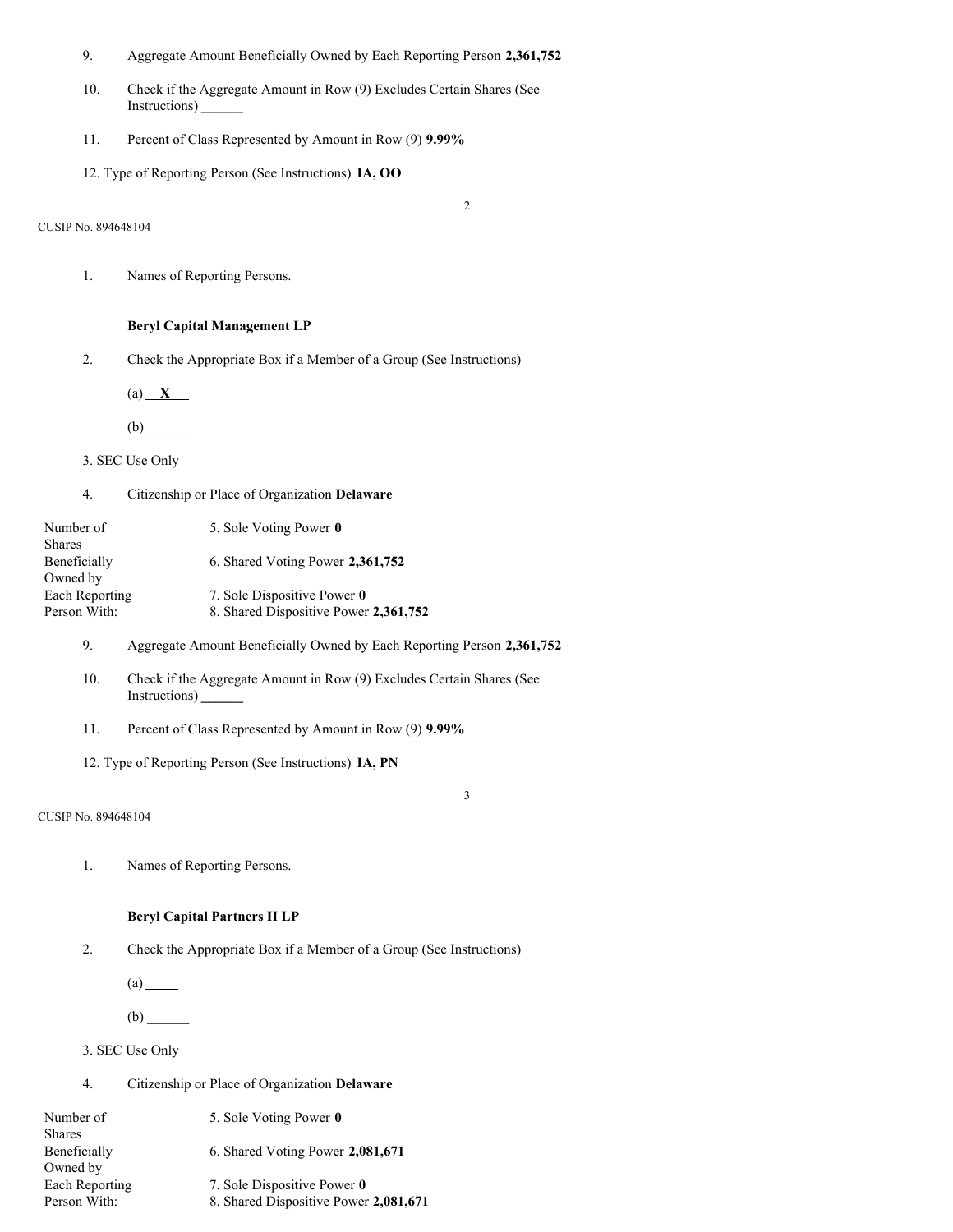9. Aggregate Amount Beneficially Owned by Each Reporting Person **2,361,752**

10. Check if the Aggregate Amount in Row (9) Excludes Certain Shares (See Instructions) ______

11. Percent of Class Represented by Amount in Row (9) **9.99%**

12. Type of Reporting Person (See Instructions) **IA, OO**

CUSIP No. 894648104

1. Names of Reporting Persons.

**Beryl Capital Management LP**

2. Check the Appropriate Box if a Member of a Group (See Instructions)

(a) __X__

(b) ______

3. SEC Use Only

4. Citizenship or Place of Organization **Delaware**

| Number of Shares Beneficially Owned by Each Reporting Person With: | |
|---|---|
| | 5. Sole Voting Power **0** |
| | 6. Shared Voting Power **2,361,752** |
| | 7. Sole Dispositive Power **0** |
| | 8. Shared Dispositive Power **2,361,752** |

9. Aggregate Amount Beneficially Owned by Each Reporting Person **2,361,752**

10. Check if the Aggregate Amount in Row (9) Excludes Certain Shares (See Instructions) ______

11. Percent of Class Represented by Amount in Row (9) **9.99%**

12. Type of Reporting Person (See Instructions) **IA, PN**

CUSIP No. 894648104

1. Names of Reporting Persons.

**Beryl Capital Partners II LP**

2. Check the Appropriate Box if a Member of a Group (See Instructions)

(a) _____

(b) ______

3. SEC Use Only

4. Citizenship or Place of Organization **Delaware**

| Number of Shares Beneficially Owned by Each Reporting Person With: | |
|---|---|
| | 5. Sole Voting Power **0** |
| | 6. Shared Voting Power **2,081,671** |
| | 7. Sole Dispositive Power **0** |
| | 8. Shared Dispositive Power **2,081,671** |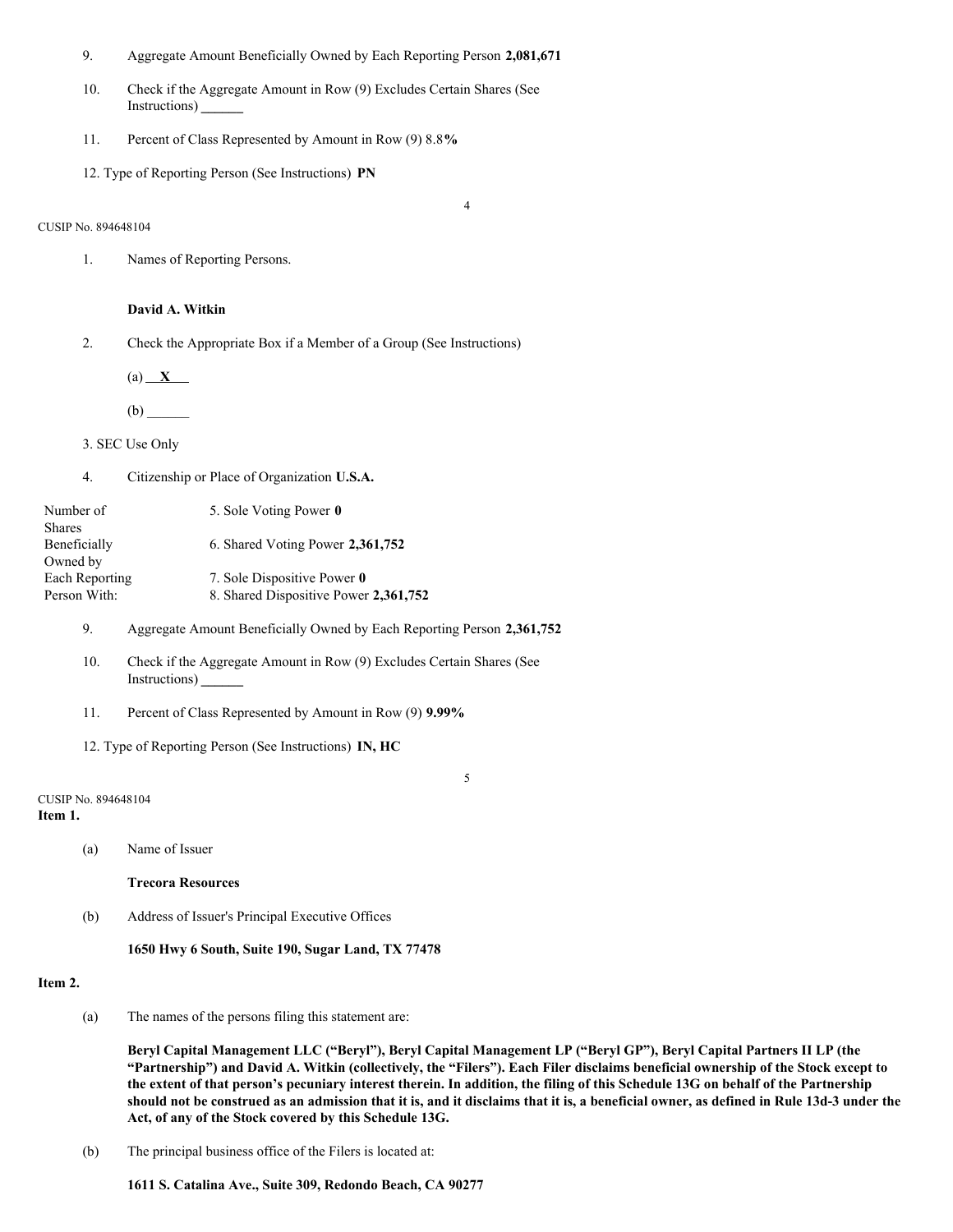9. Aggregate Amount Beneficially Owned by Each Reporting Person **2,081,671**

10. Check if the Aggregate Amount in Row (9) Excludes Certain Shares (See Instructions) ______

11. Percent of Class Represented by Amount in Row (9) 8.8**%**

12. Type of Reporting Person (See Instructions) **PN**

CUSIP No. 894648104

1. Names of Reporting Persons.

   **David A. Witkin**

2. Check the Appropriate Box if a Member of a Group (See Instructions)

   (a) **X**

   (b) ______

3. SEC Use Only

4. Citizenship or Place of Organization **U.S.A.**

| Number of Shares Beneficially Owned by Each Reporting Person With: | |
|---|---|
| | 5. Sole Voting Power **0** |
| | 6. Shared Voting Power **2,361,752** |
| | 7. Sole Dispositive Power **0** |
| | 8. Shared Dispositive Power **2,361,752** |

9. Aggregate Amount Beneficially Owned by Each Reporting Person **2,361,752**

10. Check if the Aggregate Amount in Row (9) Excludes Certain Shares (See Instructions) ______

11. Percent of Class Represented by Amount in Row (9) **9.99%**

12. Type of Reporting Person (See Instructions) **IN, HC**

CUSIP No. 894648104

**Item 1.**

(a) Name of Issuer

**Trecora Resources**

(b) Address of Issuer's Principal Executive Offices

**1650 Hwy 6 South, Suite 190, Sugar Land, TX 77478**

**Item 2.**

(a) The names of the persons filing this statement are:

**Beryl Capital Management LLC ("Beryl"), Beryl Capital Management LP ("Beryl GP"), Beryl Capital Partners II LP (the "Partnership") and David A. Witkin (collectively, the "Filers"). Each Filer disclaims beneficial ownership of the Stock except to the extent of that person's pecuniary interest therein. In addition, the filing of this Schedule 13G on behalf of the Partnership should not be construed as an admission that it is, and it disclaims that it is, a beneficial owner, as defined in Rule 13d-3 under the Act, of any of the Stock covered by this Schedule 13G.**

(b) The principal business office of the Filers is located at:

**1611 S. Catalina Ave., Suite 309, Redondo Beach, CA 90277**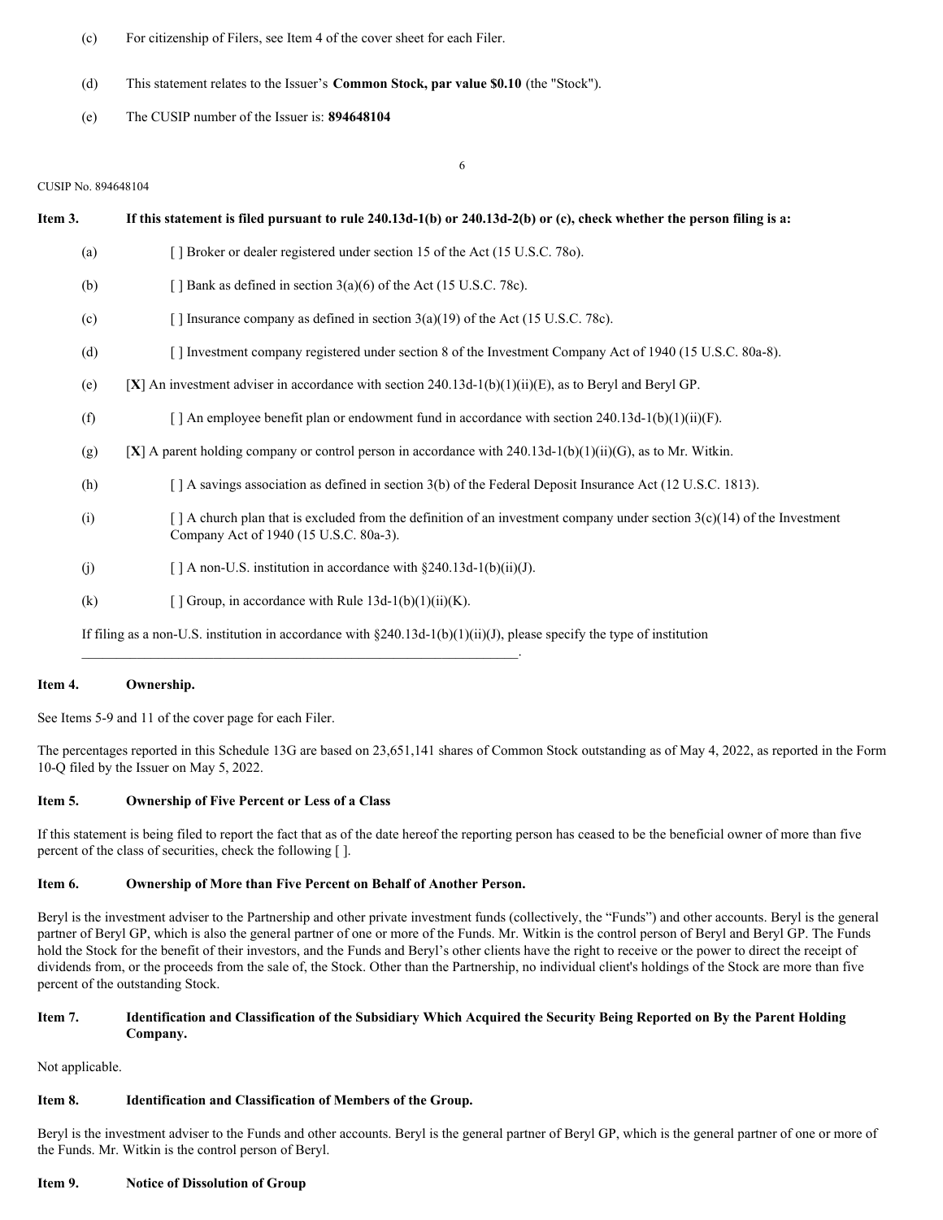(c) For citizenship of Filers, see Item 4 of the cover sheet for each Filer.

(d) This statement relates to the Issuer's **Common Stock, par value $0.10** (the "Stock").

(e) The CUSIP number of the Issuer is: **894648104**

CUSIP No. 894648104

**Item 3. If this statement is filed pursuant to rule 240.13d-1(b) or 240.13d-2(b) or (c), check whether the person filing is a:**

(a) [ ] Broker or dealer registered under section 15 of the Act (15 U.S.C. 78o).

(b) [ ] Bank as defined in section 3(a)(6) of the Act (15 U.S.C. 78c).

(c) [ ] Insurance company as defined in section 3(a)(19) of the Act (15 U.S.C. 78c).

(d) [ ] Investment company registered under section 8 of the Investment Company Act of 1940 (15 U.S.C. 80a-8).

(e) [**X**] An investment adviser in accordance with section 240.13d-1(b)(1)(ii)(E), as to Beryl and Beryl GP.

(f) [ ] An employee benefit plan or endowment fund in accordance with section 240.13d-1(b)(1)(ii)(F).

(g) [**X**] A parent holding company or control person in accordance with 240.13d-1(b)(1)(ii)(G), as to Mr. Witkin.

(h) [ ] A savings association as defined in section 3(b) of the Federal Deposit Insurance Act (12 U.S.C. 1813).

(i) [ ] A church plan that is excluded from the definition of an investment company under section 3(c)(14) of the Investment Company Act of 1940 (15 U.S.C. 80a-3).

(j) [ ] A non-U.S. institution in accordance with §240.13d-1(b)(ii)(J).

(k) [ ] Group, in accordance with Rule 13d-1(b)(1)(ii)(K).

If filing as a non-U.S. institution in accordance with §240.13d-1(b)(1)(ii)(J), please specify the type of institution \_\_\_\_\_\_\_\_\_\_\_\_\_\_\_\_\_\_\_\_\_\_\_\_\_\_\_\_\_\_\_\_\_\_\_\_\_\_\_\_\_\_\_\_\_\_\_\_\_\_\_\_\_\_\_\_\_\_\_\_\_\_\_\_.

**Item 4. Ownership.**

See Items 5-9 and 11 of the cover page for each Filer.

The percentages reported in this Schedule 13G are based on 23,651,141 shares of Common Stock outstanding as of May 4, 2022, as reported in the Form 10-Q filed by the Issuer on May 5, 2022.

**Item 5. Ownership of Five Percent or Less of a Class**

If this statement is being filed to report the fact that as of the date hereof the reporting person has ceased to be the beneficial owner of more than five percent of the class of securities, check the following [ ].

**Item 6. Ownership of More than Five Percent on Behalf of Another Person.**

Beryl is the investment adviser to the Partnership and other private investment funds (collectively, the "Funds") and other accounts. Beryl is the general partner of Beryl GP, which is also the general partner of one or more of the Funds. Mr. Witkin is the control person of Beryl and Beryl GP. The Funds hold the Stock for the benefit of their investors, and the Funds and Beryl's other clients have the right to receive or the power to direct the receipt of dividends from, or the proceeds from the sale of, the Stock. Other than the Partnership, no individual client's holdings of the Stock are more than five percent of the outstanding Stock.

**Item 7. Identification and Classification of the Subsidiary Which Acquired the Security Being Reported on By the Parent Holding Company.**

Not applicable.

**Item 8. Identification and Classification of Members of the Group.**

Beryl is the investment adviser to the Funds and other accounts. Beryl is the general partner of Beryl GP, which is the general partner of one or more of the Funds. Mr. Witkin is the control person of Beryl.

**Item 9. Notice of Dissolution of Group**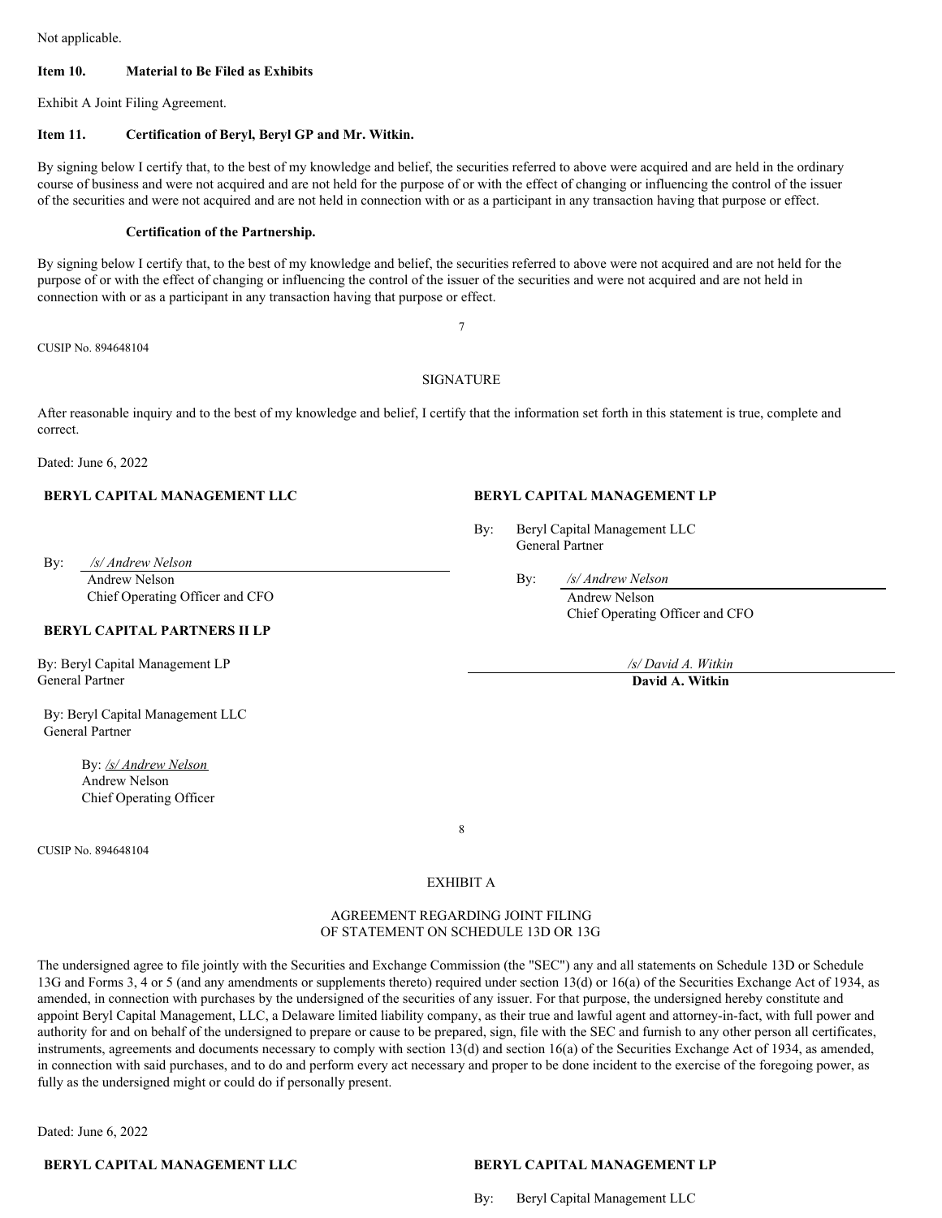Not applicable.

**Item 10. Material to Be Filed as Exhibits**

Exhibit A Joint Filing Agreement.

**Item 11. Certification of Beryl, Beryl GP and Mr. Witkin.**

By signing below I certify that, to the best of my knowledge and belief, the securities referred to above were acquired and are held in the ordinary course of business and were not acquired and are not held for the purpose of or with the effect of changing or influencing the control of the issuer of the securities and were not acquired and are not held in connection with or as a participant in any transaction having that purpose or effect.

**Certification of the Partnership.**

By signing below I certify that, to the best of my knowledge and belief, the securities referred to above were not acquired and are not held for the purpose of or with the effect of changing or influencing the control of the issuer of the securities and were not acquired and are not held in connection with or as a participant in any transaction having that purpose or effect.

CUSIP No. 894648104

SIGNATURE

After reasonable inquiry and to the best of my knowledge and belief, I certify that the information set forth in this statement is true, complete and correct.

Dated: June 6, 2022

**BERYL CAPITAL MANAGEMENT LLC**

By: */s/ Andrew Nelson*
Andrew Nelson
Chief Operating Officer and CFO

**BERYL CAPITAL MANAGEMENT LP**

By: Beryl Capital Management LLC
General Partner

By: */s/ Andrew Nelson*
Andrew Nelson
Chief Operating Officer and CFO

**BERYL CAPITAL PARTNERS II LP**

By: Beryl Capital Management LP
General Partner

By: Beryl Capital Management LLC
General Partner

By: */s/ Andrew Nelson*
Andrew Nelson
Chief Operating Officer

*/s/ David A. Witkin*
**David A. Witkin**

CUSIP No. 894648104

EXHIBIT A

AGREEMENT REGARDING JOINT FILING
OF STATEMENT ON SCHEDULE 13D OR 13G

The undersigned agree to file jointly with the Securities and Exchange Commission (the "SEC") any and all statements on Schedule 13D or Schedule 13G and Forms 3, 4 or 5 (and any amendments or supplements thereto) required under section 13(d) or 16(a) of the Securities Exchange Act of 1934, as amended, in connection with purchases by the undersigned of the securities of any issuer. For that purpose, the undersigned hereby constitute and appoint Beryl Capital Management, LLC, a Delaware limited liability company, as their true and lawful agent and attorney-in-fact, with full power and authority for and on behalf of the undersigned to prepare or cause to be prepared, sign, file with the SEC and furnish to any other person all certificates, instruments, agreements and documents necessary to comply with section 13(d) and section 16(a) of the Securities Exchange Act of 1934, as amended, in connection with said purchases, and to do and perform every act necessary and proper to be done incident to the exercise of the foregoing power, as fully as the undersigned might or could do if personally present.

Dated: June 6, 2022

**BERYL CAPITAL MANAGEMENT LLC**

**BERYL CAPITAL MANAGEMENT LP**

By: Beryl Capital Management LLC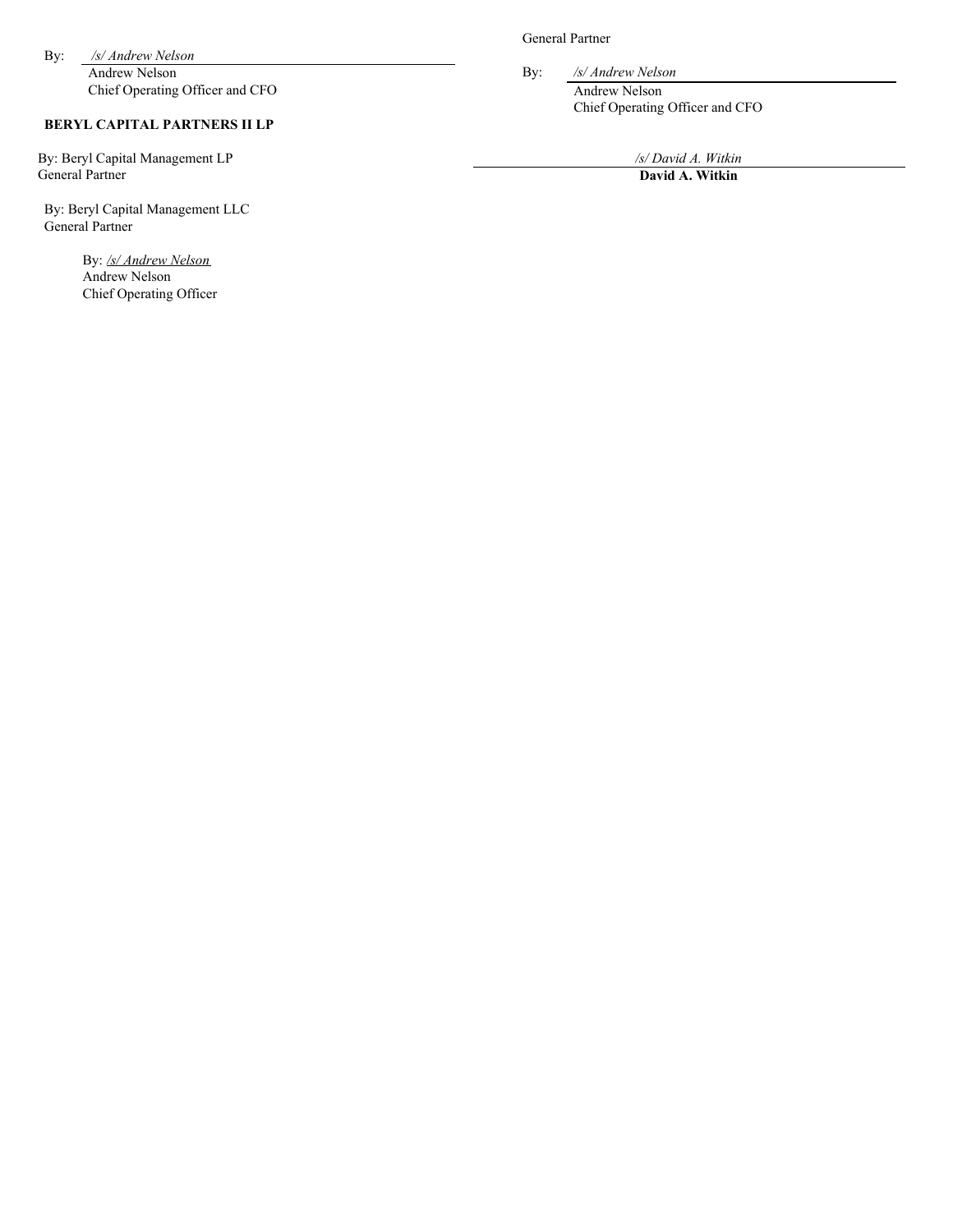By: */s/ Andrew Nelson*
Andrew Nelson
Chief Operating Officer and CFO

**BERYL CAPITAL PARTNERS II LP**

By: Beryl Capital Management LP
General Partner

By: Beryl Capital Management LLC
General Partner

By: */s/ Andrew Nelson*
Andrew Nelson
Chief Operating Officer

General Partner

By: */s/ Andrew Nelson*
Andrew Nelson
Chief Operating Officer and CFO

*/s/ David A. Witkin*
**David A. Witkin**